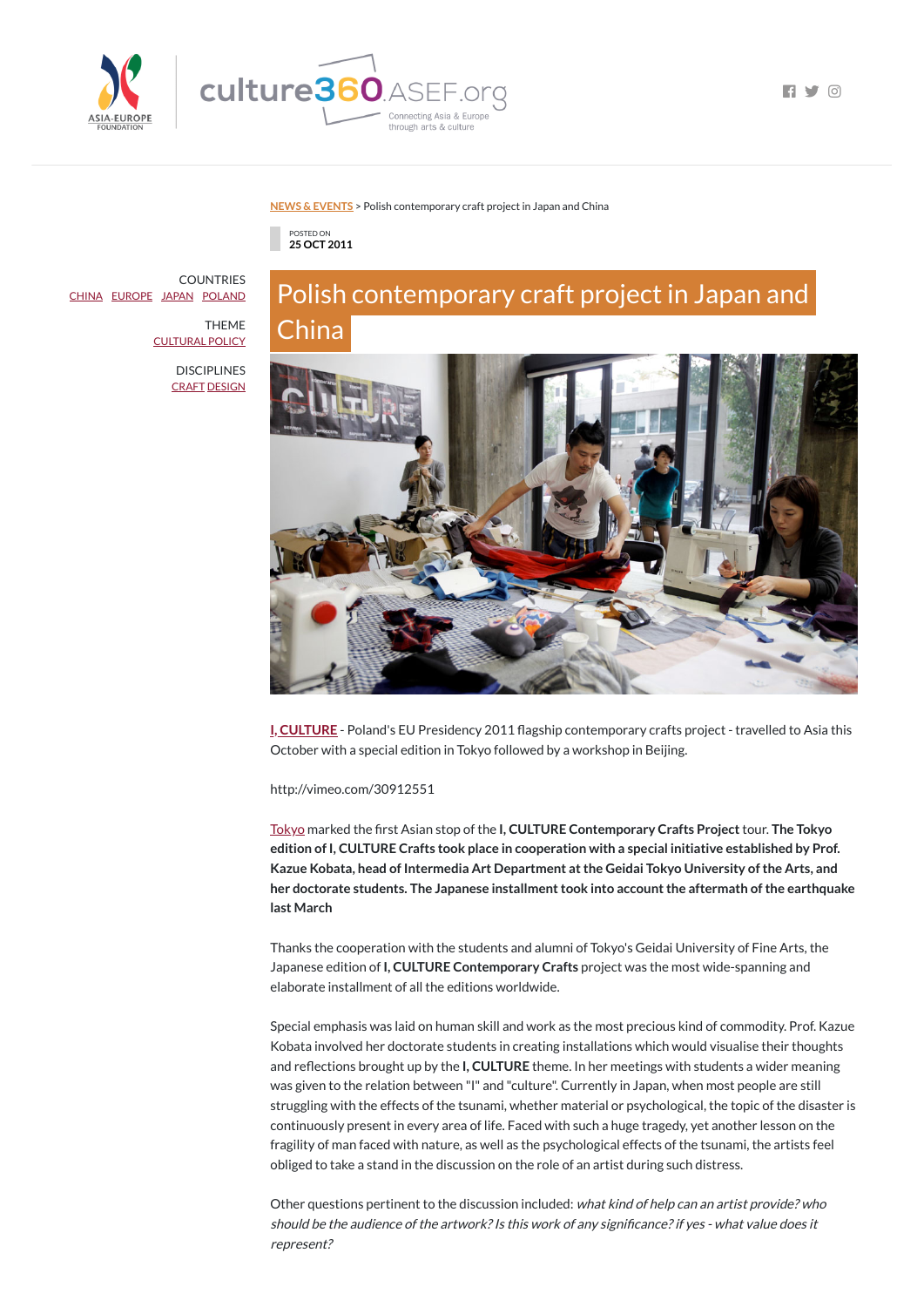NEWS & EVENTS > Polish contemporary craft project in Japan and China

POSTED ON
25 OCT 2011

COUNTRIES
CHINA EUROPE JAPAN POLAND

THEME
CULTURAL POLICY

DISCIPLINES
CRAFT DESIGN

# Polish contemporary craft project in Japan and China

**I, CULTURE** - Poland's EU Presidency 2011 flagship contemporary crafts project - travelled to Asia this October with a special edition in Tokyo followed by a workshop in Beijing.

http://vimeo.com/30912551

Tokyo marked the first Asian stop of the **I, CULTURE Contemporary Crafts Project** tour. **The Tokyo edition of I, CULTURE Crafts took place in cooperation with a special initiative established by Prof. Kazue Kobata, head of Intermedia Art Department at the Geidai Tokyo University of the Arts, and her doctorate students. The Japanese installment took into account the aftermath of the earthquake last March**

Thanks the cooperation with the students and alumni of Tokyo's Geidai University of Fine Arts, the Japanese edition of **I, CULTURE Contemporary Crafts** project was the most wide-spanning and elaborate installment of all the editions worldwide.

Special emphasis was laid on human skill and work as the most precious kind of commodity. Prof. Kazue Kobata involved her doctorate students in creating installations which would visualise their thoughts and reflections brought up by the **I, CULTURE** theme. In her meetings with students a wider meaning was given to the relation between "I" and "culture". Currently in Japan, when most people are still struggling with the effects of the tsunami, whether material or psychological, the topic of the disaster is continuously present in every area of life. Faced with such a huge tragedy, yet another lesson on the fragility of man faced with nature, as well as the psychological effects of the tsunami, the artists feel obliged to take a stand in the discussion on the role of an artist during such distress.

Other questions pertinent to the discussion included: *what kind of help can an artist provide? who should be the audience of the artwork? Is this work of any significance? if yes - what value does it represent?*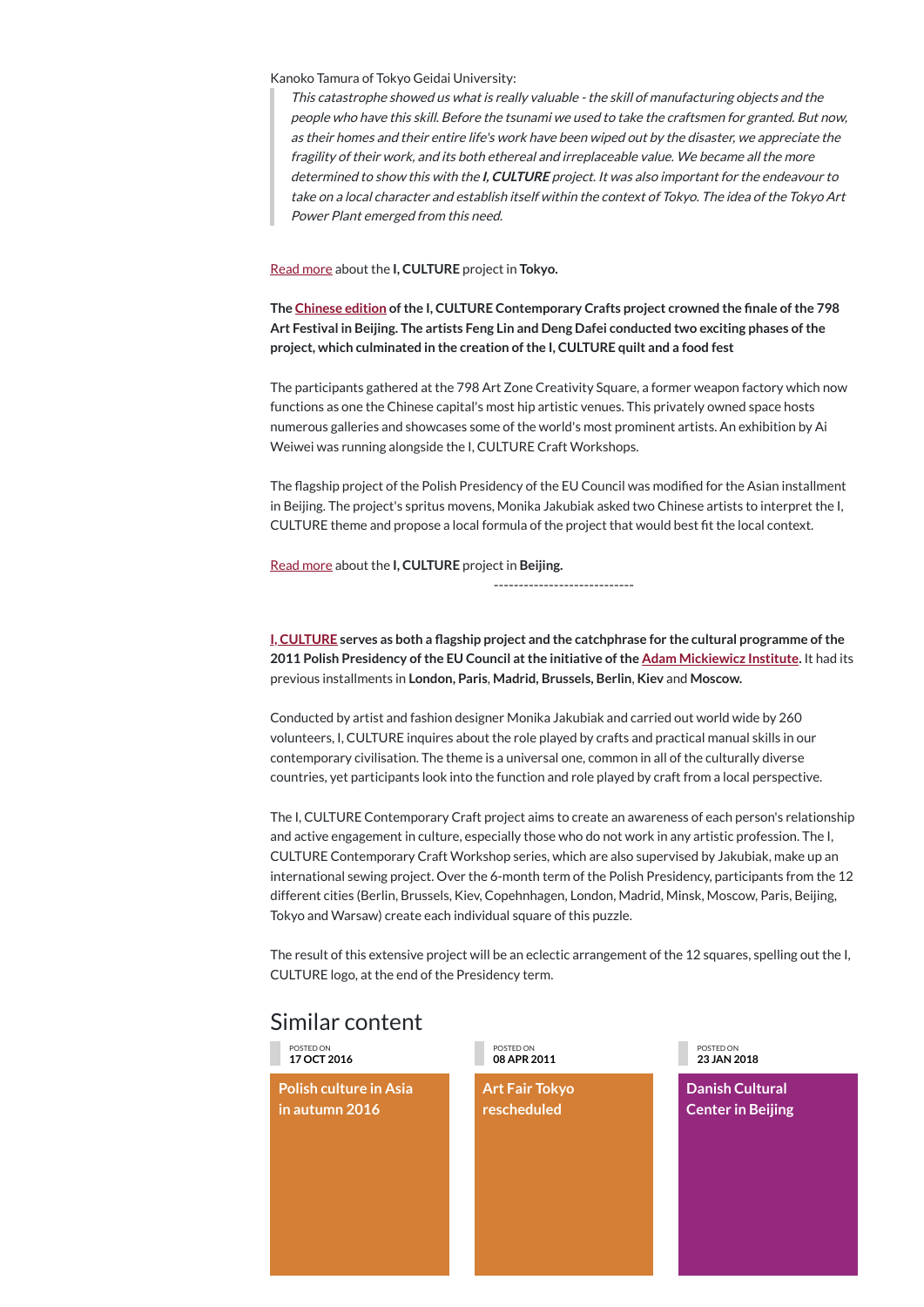Kanoko Tamura of Tokyo Geidai University:

> *This catastrophe showed us what is really valuable - the skill of manufacturing objects and the people who have this skill. Before the tsunami we used to take the craftsmen for granted. But now, as their homes and their entire life's work have been wiped out by the disaster, we appreciate the fragility of their work, and its both ethereal and irreplaceable value. We became all the more determined to show this with the* ***I, CULTURE*** *project. It was also important for the endeavour to take on a local character and establish itself within the context of Tokyo. The idea of the Tokyo Art Power Plant emerged from this need.*

Read more about the **I, CULTURE** project in **Tokyo.**

**The Chinese edition of the I, CULTURE Contemporary Crafts project crowned the finale of the 798 Art Festival in Beijing. The artists Feng Lin and Deng Dafei conducted two exciting phases of the project, which culminated in the creation of the I, CULTURE quilt and a food fest**

The participants gathered at the 798 Art Zone Creativity Square, a former weapon factory which now functions as one the Chinese capital's most hip artistic venues. This privately owned space hosts numerous galleries and showcases some of the world's most prominent artists. An exhibition by Ai Weiwei was running alongside the I, CULTURE Craft Workshops.

The flagship project of the Polish Presidency of the EU Council was modified for the Asian installment in Beijing. The project's spritus movens, Monika Jakubiak asked two Chinese artists to interpret the I, CULTURE theme and propose a local formula of the project that would best fit the local context.

Read more about the **I, CULTURE** project in **Beijing.**

----------------------------

**I, CULTURE serves as both a flagship project and the catchphrase for the cultural programme of the 2011 Polish Presidency of the EU Council at the initiative of the Adam Mickiewicz Institute.** It had its previous installments in **London, Paris**, **Madrid, Brussels, Berlin, Kiev** and **Moscow.**

Conducted by artist and fashion designer Monika Jakubiak and carried out world wide by 260 volunteers, I, CULTURE inquires about the role played by crafts and practical manual skills in our contemporary civilisation. The theme is a universal one, common in all of the culturally diverse countries, yet participants look into the function and role played by craft from a local perspective.

The I, CULTURE Contemporary Craft project aims to create an awareness of each person's relationship and active engagement in culture, especially those who do not work in any artistic profession. The I, CULTURE Contemporary Craft Workshop series, which are also supervised by Jakubiak, make up an international sewing project. Over the 6-month term of the Polish Presidency, participants from the 12 different cities (Berlin, Brussels, Kiev, Copehnhagen, London, Madrid, Minsk, Moscow, Paris, Beijing, Tokyo and Warsaw) create each individual square of this puzzle.

The result of this extensive project will be an eclectic arrangement of the 12 squares, spelling out the I, CULTURE logo, at the end of the Presidency term.

## Similar content

POSTED ON **17 OCT 2016**
**Polish culture in Asia in autumn 2016**

POSTED ON **08 APR 2011**
**Art Fair Tokyo rescheduled**

POSTED ON **23 JAN 2018**
**Danish Cultural Center in Beijing**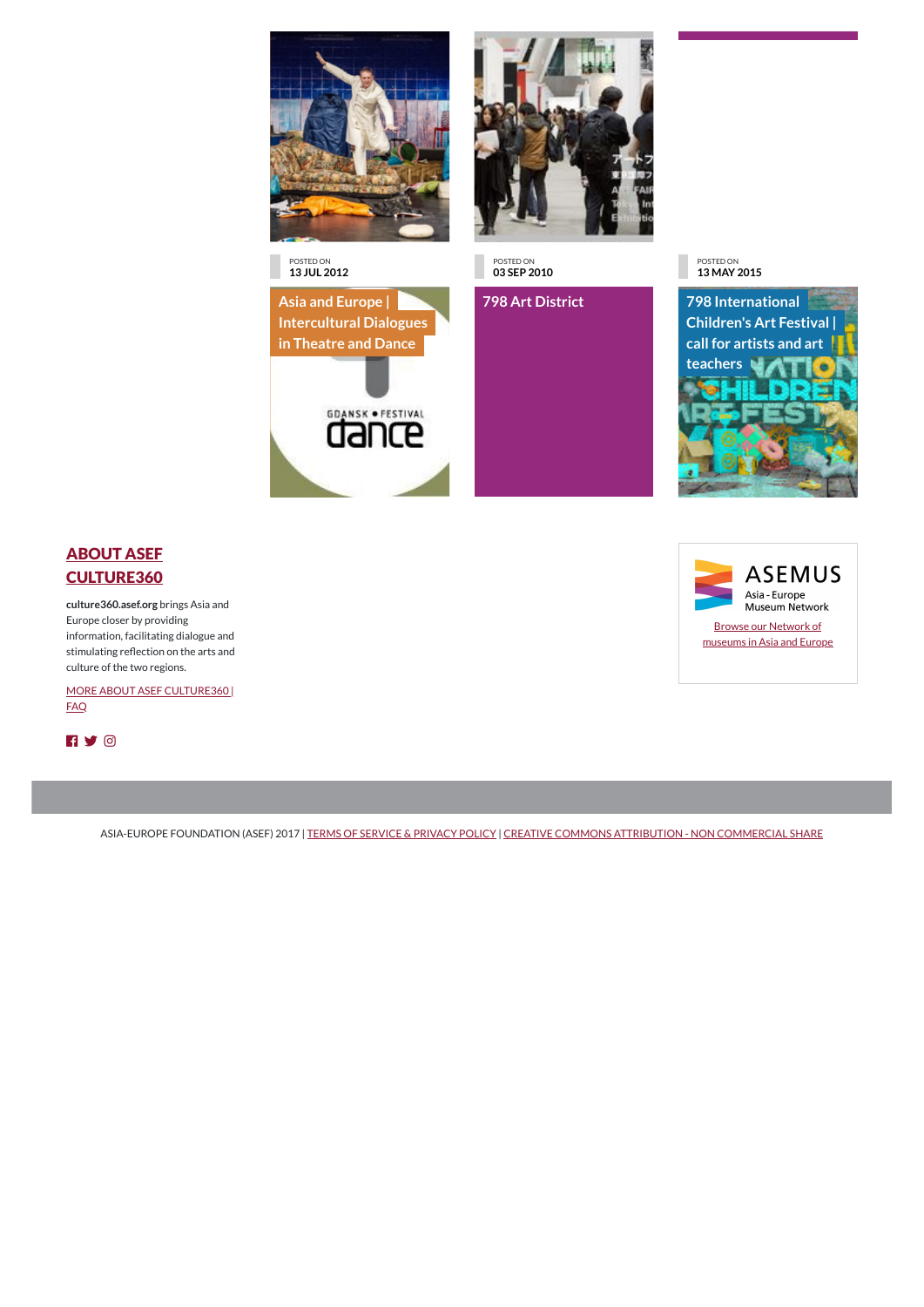POSTED ON
13 JUL 2012

Asia and Europe | Intercultural Dialogues in Theatre and Dance

POSTED ON
03 SEP 2010

798 Art District

POSTED ON
13 MAY 2015

798 International Children's Art Festival | call for artists and art teachers

## ABOUT ASEF CULTURE360

**culture360.asef.org** brings Asia and Europe closer by providing information, facilitating dialogue and stimulating reflection on the arts and culture of the two regions.

MORE ABOUT ASEF CULTURE360 | FAQ

ASEMUS
Asia - Europe Museum Network

Browse our Network of museums in Asia and Europe

ASIA-EUROPE FOUNDATION (ASEF) 2017 | TERMS OF SERVICE & PRIVACY POLICY | CREATIVE COMMONS ATTRIBUTION - NON COMMERCIAL SHARE